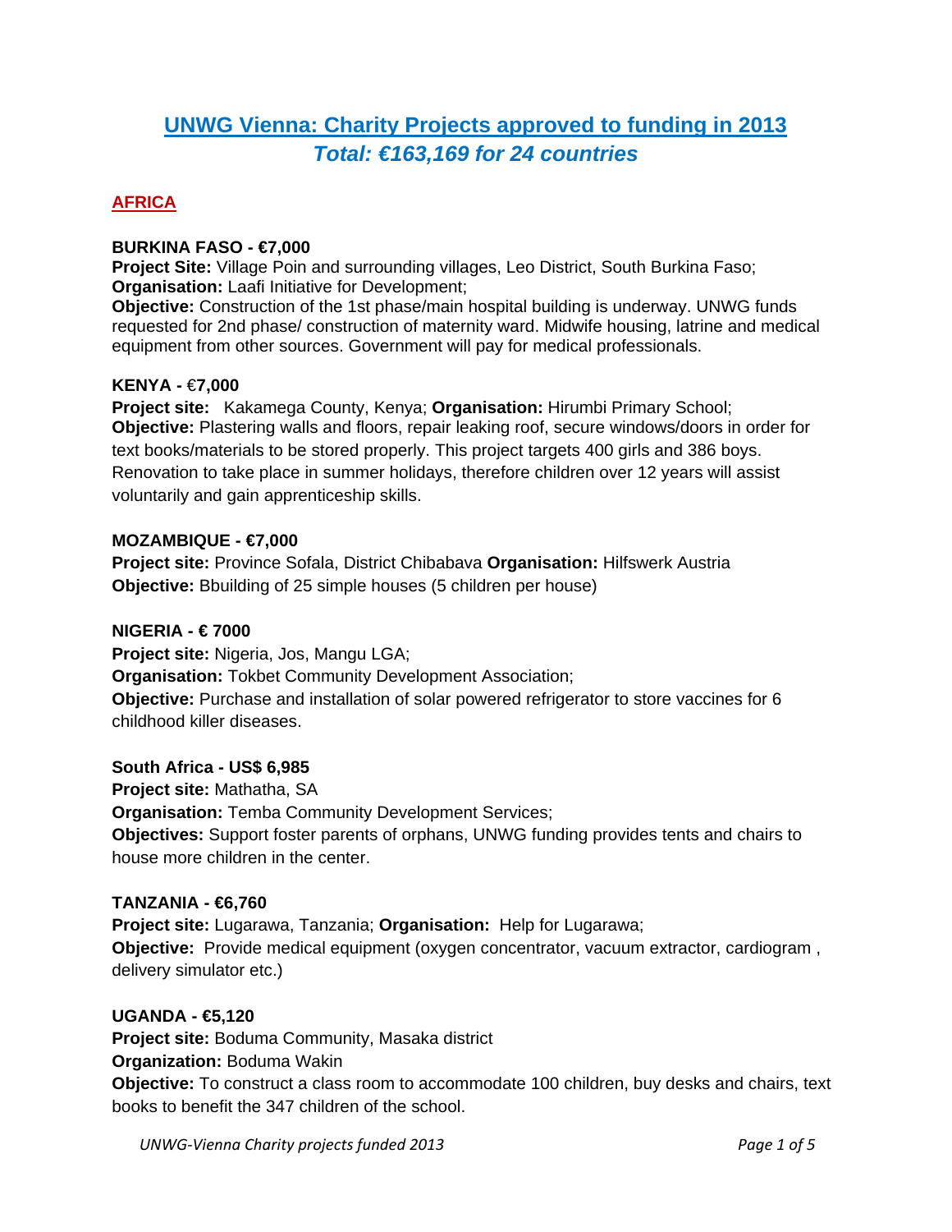# UNWG Vienna: Charity Projects approved to funding in 2013

## *Total: €163,169 for 24 countries*

## AFRICA

### BURKINA FASO - €7,000

**Project Site:** Village Poin and surrounding villages, Leo District, South Burkina Faso; **Organisation:** Laafi Initiative for Development;
**Objective:** Construction of the 1st phase/main hospital building is underway. UNWG funds requested for 2nd phase/ construction of maternity ward. Midwife housing, latrine and medical equipment from other sources. Government will pay for medical professionals.

### KENYA - €7,000

**Project site:** Kakamega County, Kenya; **Organisation:** Hirumbi Primary School; **Objective:** Plastering walls and floors, repair leaking roof, secure windows/doors in order for text books/materials to be stored properly. This project targets 400 girls and 386 boys. Renovation to take place in summer holidays, therefore children over 12 years will assist voluntarily and gain apprenticeship skills.

### MOZAMBIQUE - €7,000

**Project site:** Province Sofala, District Chibabava **Organisation:** Hilfswerk Austria
**Objective:** Bbuilding of 25 simple houses (5 children per house)

### NIGERIA - € 7000

**Project site:** Nigeria, Jos, Mangu LGA;
**Organisation:** Tokbet Community Development Association;
**Objective:** Purchase and installation of solar powered refrigerator to store vaccines for 6 childhood killer diseases.

### South Africa - US$ 6,985

**Project site:** Mathatha, SA
**Organisation:** Temba Community Development Services;
**Objectives:** Support foster parents of orphans, UNWG funding provides tents and chairs to house more children in the center.

### TANZANIA - €6,760

**Project site:** Lugarawa, Tanzania; **Organisation:** Help for Lugarawa;
**Objective:** Provide medical equipment (oxygen concentrator, vacuum extractor, cardiogram , delivery simulator etc.)

### UGANDA - €5,120

**Project site:** Boduma Community, Masaka district
**Organization:** Boduma Wakin
**Objective:** To construct a class room to accommodate 100 children, buy desks and chairs, text books to benefit the 347 children of the school.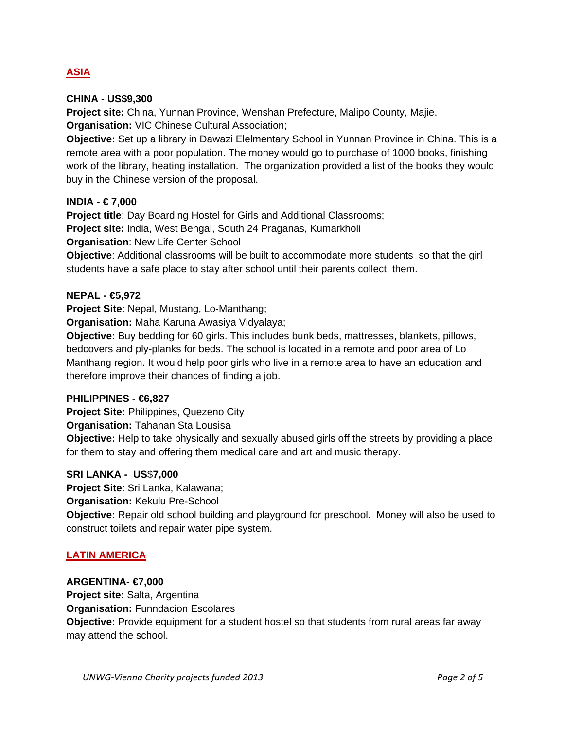## ASIA

**CHINA - US$9,300**
**Project site:** China, Yunnan Province, Wenshan Prefecture, Malipo County, Majie.
**Organisation:** VIC Chinese Cultural Association;
**Objective:** Set up a library in Dawazi Elelmentary School in Yunnan Province in China. This is a remote area with a poor population. The money would go to purchase of 1000 books, finishing work of the library, heating installation. The organization provided a list of the books they would buy in the Chinese version of the proposal.

**INDIA - € 7,000**
**Project title**: Day Boarding Hostel for Girls and Additional Classrooms;
**Project site:** India, West Bengal, South 24 Praganas, Kumarkholi
**Organisation**: New Life Center School
**Objective**: Additional classrooms will be built to accommodate more students so that the girl students have a safe place to stay after school until their parents collect them.

**NEPAL - €5,972**
**Project Site**: Nepal, Mustang, Lo-Manthang;
**Organisation:** Maha Karuna Awasiya Vidyalaya;
**Objective:** Buy bedding for 60 girls. This includes bunk beds, mattresses, blankets, pillows, bedcovers and ply-planks for beds. The school is located in a remote and poor area of Lo Manthang region. It would help poor girls who live in a remote area to have an education and therefore improve their chances of finding a job.

**PHILIPPINES - €6,827**
**Project Site:** Philippines, Quezeno City
**Organisation:** Tahanan Sta Lousisa
**Objective:** Help to take physically and sexually abused girls off the streets by providing a place for them to stay and offering them medical care and art and music therapy.

**SRI LANKA - US$7,000**
**Project Site**: Sri Lanka, Kalawana;
**Organisation:** Kekulu Pre-School
**Objective:** Repair old school building and playground for preschool. Money will also be used to construct toilets and repair water pipe system.

## LATIN AMERICA

**ARGENTINA- €7,000**
**Project site:** Salta, Argentina
**Organisation:** Funndacion Escolares
**Objective:** Provide equipment for a student hostel so that students from rural areas far away may attend the school.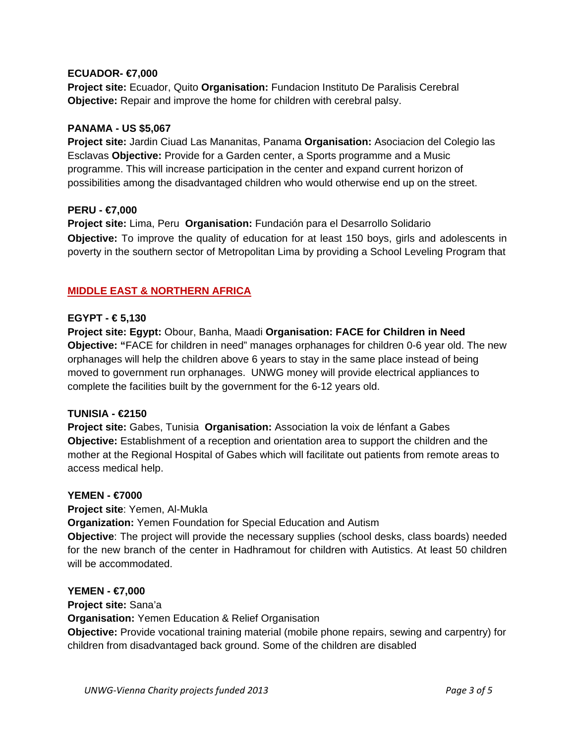**ECUADOR- €7,000**

**Project site:** Ecuador, Quito **Organisation:** Fundacion Instituto De Paralisis Cerebral **Objective:** Repair and improve the home for children with cerebral palsy.

**PANAMA - US $5,067**

**Project site:** Jardin Ciuad Las Mananitas, Panama **Organisation:** Asociacion del Colegio las Esclavas **Objective:** Provide for a Garden center, a Sports programme and a Music programme. This will increase participation in the center and expand current horizon of possibilities among the disadvantaged children who would otherwise end up on the street.

**PERU - €7,000**

**Project site:** Lima, Peru **Organisation:** Fundación para el Desarrollo Solidario

**Objective:** To improve the quality of education for at least 150 boys, girls and adolescents in poverty in the southern sector of Metropolitan Lima by providing a School Leveling Program that

## MIDDLE EAST & NORTHERN AFRICA

**EGYPT - € 5,130**

**Project site: Egypt:** Obour, Banha, Maadi **Organisation: FACE for Children in Need** **Objective: "**FACE for children in need" manages orphanages for children 0-6 year old. The new orphanages will help the children above 6 years to stay in the same place instead of being moved to government run orphanages. UNWG money will provide electrical appliances to complete the facilities built by the government for the 6-12 years old.

**TUNISIA - €2150**

**Project site:** Gabes, Tunisia **Organisation:** Association la voix de lénfant a Gabes **Objective:** Establishment of a reception and orientation area to support the children and the mother at the Regional Hospital of Gabes which will facilitate out patients from remote areas to access medical help.

**YEMEN - €7000**

**Project site**: Yemen, Al-Mukla

**Organization:** Yemen Foundation for Special Education and Autism

**Objective**: The project will provide the necessary supplies (school desks, class boards) needed for the new branch of the center in Hadhramout for children with Autistics. At least 50 children will be accommodated.

**YEMEN - €7,000**

**Project site:** Sana'a

**Organisation:** Yemen Education & Relief Organisation

**Objective:** Provide vocational training material (mobile phone repairs, sewing and carpentry) for children from disadvantaged back ground. Some of the children are disabled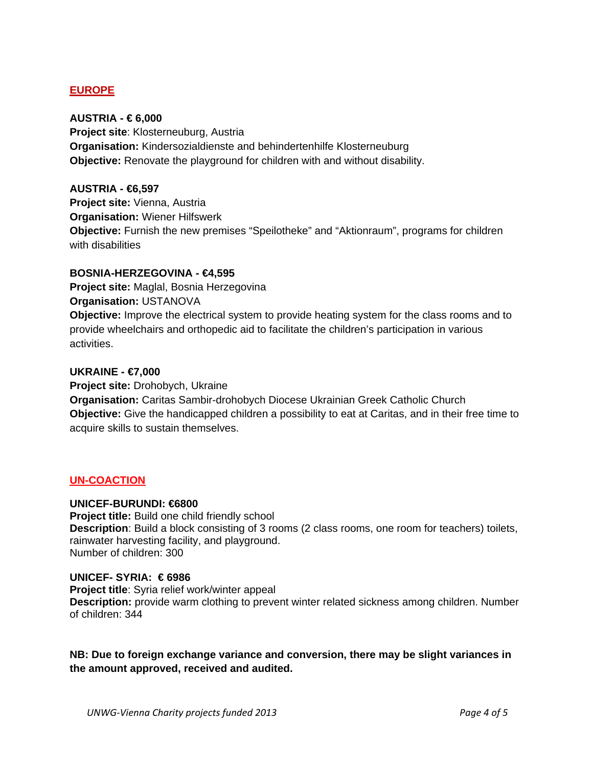## EUROPE

**AUSTRIA - € 6,000**
**Project site**: Klosterneuburg, Austria
**Organisation:** Kindersozialdienste and behindertenhilfe Klosterneuburg
**Objective:** Renovate the playground for children with and without disability.

**AUSTRIA - €6,597**
**Project site:** Vienna, Austria
**Organisation:** Wiener Hilfswerk
**Objective:** Furnish the new premises “Speilotheke” and “Aktionraum”, programs for children with disabilities

**BOSNIA-HERZEGOVINA - €4,595**
**Project site:** Maglal, Bosnia Herzegovina
**Organisation:** USTANOVA
**Objective:** Improve the electrical system to provide heating system for the class rooms and to provide wheelchairs and orthopedic aid to facilitate the children’s participation in various activities.

**UKRAINE - €7,000**
**Project site:** Drohobych, Ukraine
**Organisation:** Caritas Sambir-drohobych Diocese Ukrainian Greek Catholic Church
**Objective:** Give the handicapped children a possibility to eat at Caritas, and in their free time to acquire skills to sustain themselves.

## UN-COACTION

**UNICEF-BURUNDI: €6800**
**Project title:** Build one child friendly school
**Description**: Build a block consisting of 3 rooms (2 class rooms, one room for teachers) toilets, rainwater harvesting facility, and playground.
Number of children: 300

**UNICEF- SYRIA: € 6986**
**Project title**: Syria relief work/winter appeal
**Description:** provide warm clothing to prevent winter related sickness among children. Number of children: 344

**NB: Due to foreign exchange variance and conversion, there may be slight variances in the amount approved, received and audited.**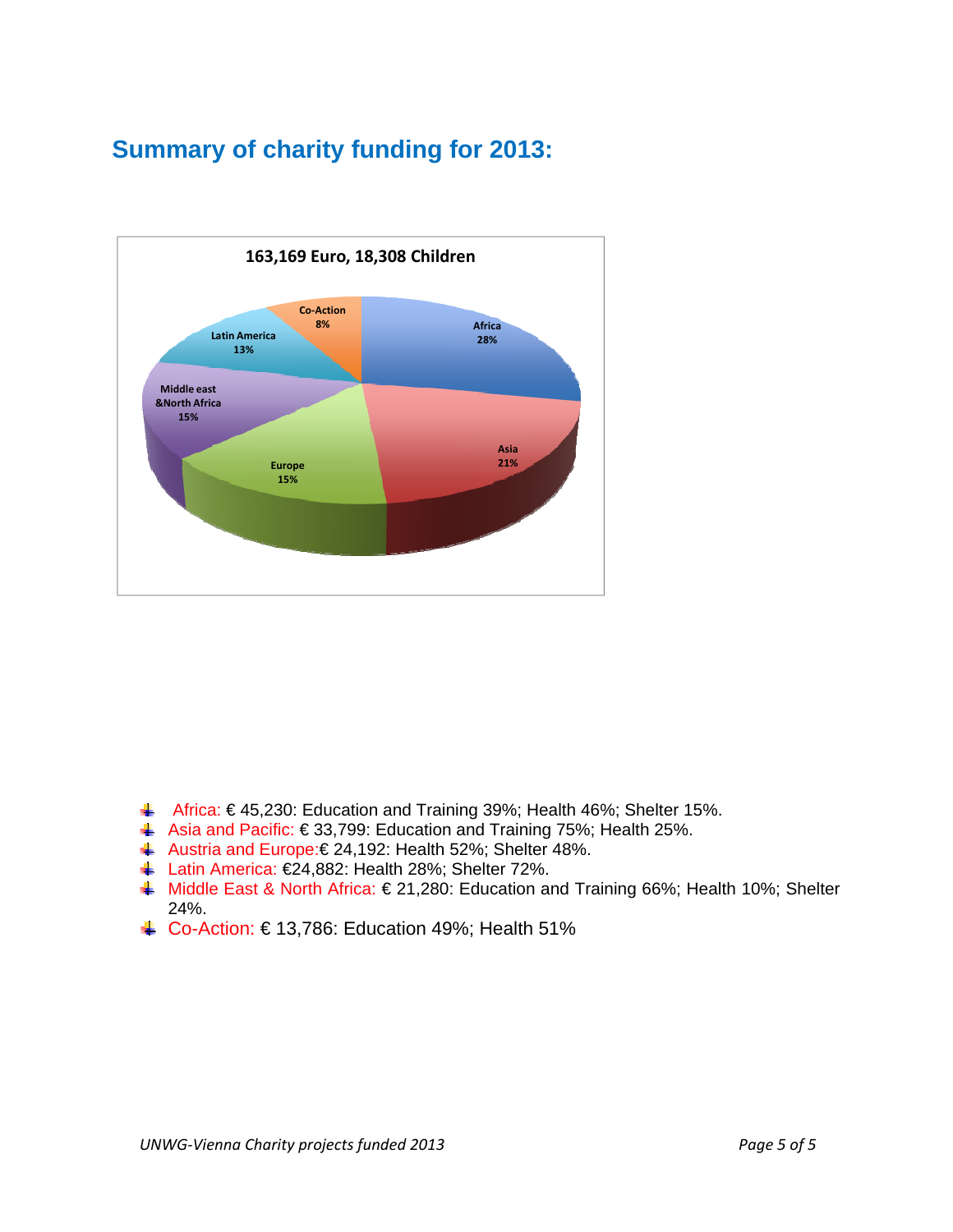## Summary of charity funding for 2013:

163,169 Euro, 18,308 Children

Co-Action 8%

Africa 28%

Latin America 13%

Middle east &North Africa 15%

Asia 21%

Europe 15%

- Africa: € 45,230: Education and Training 39%; Health 46%; Shelter 15%.
- Asia and Pacific: € 33,799: Education and Training 75%; Health 25%.
- Austria and Europe:€ 24,192: Health 52%; Shelter 48%.
- Latin America: €24,882: Health 28%; Shelter 72%.
- Middle East & North Africa: € 21,280: Education and Training 66%; Health 10%; Shelter 24%.
- Co-Action: € 13,786: Education 49%; Health 51%